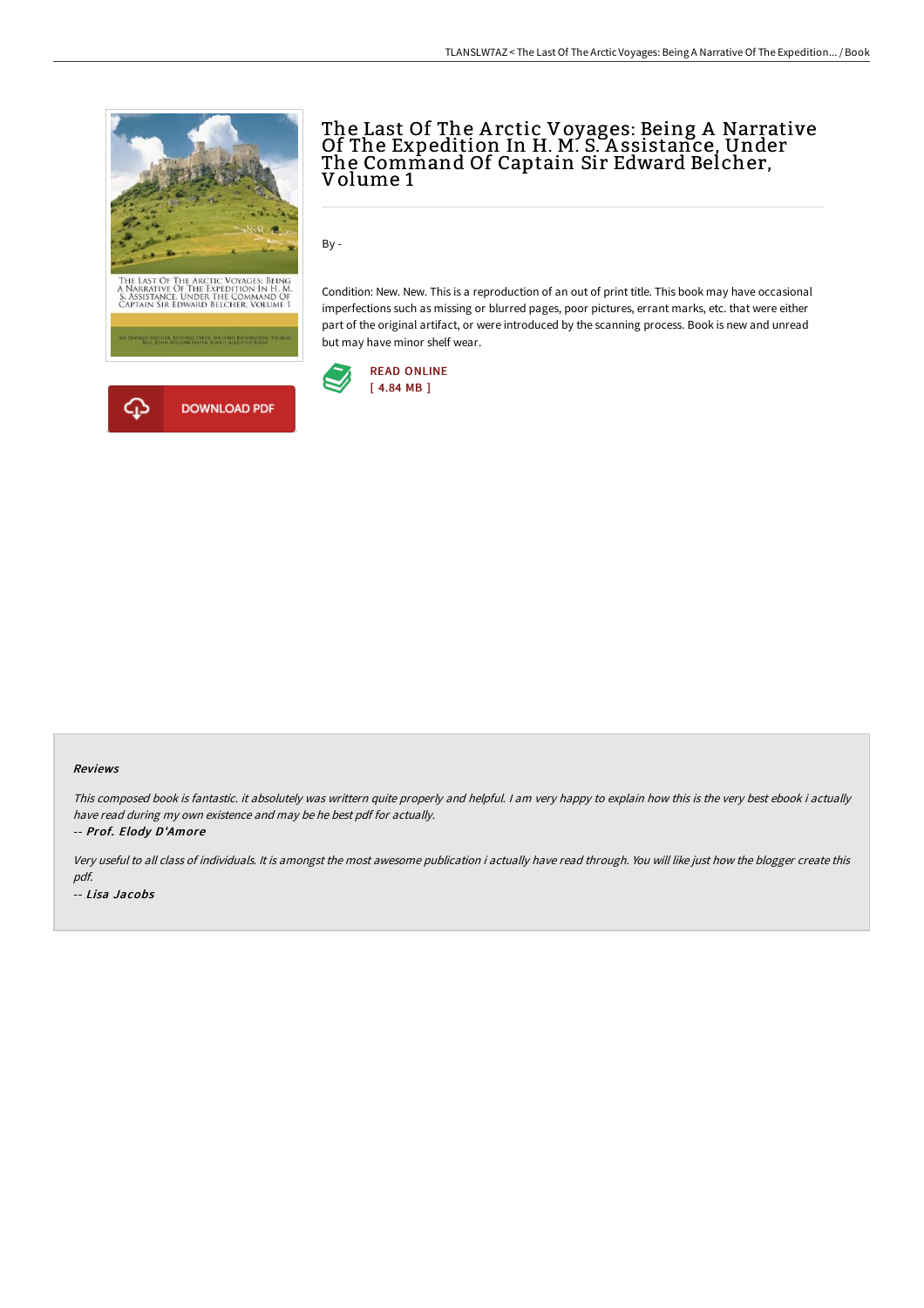# The Last Of The Arctic Voyages: Being A Narrative Of The Expedition In H. M. S. Assistance, Under The Command Of Captain Sir Edward Belcher, Volume 1

By -

Condition: New. New. This is a reproduction of an out of print title. This book may have occasional imperfections such as missing or blurred pages, poor pictures, errant marks, etc. that were either part of the original artifact, or were introduced by the scanning process. Book is new and unread but may have minor shelf wear.

READ ONLINE
[ 4.84 MB ]

DOWNLOAD PDF

#### Reviews

*This composed book is fantastic. it absolutely was writtern quite properly and helpful. I am very happy to explain how this is the very best ebook i actually have read during my own existence and may be he best pdf for actually.*

-- *Prof. Elody D'Amore*

*Very useful to all class of individuals. It is amongst the most awesome publication i actually have read through. You will like just how the blogger create this pdf.*

-- *Lisa Jacobs*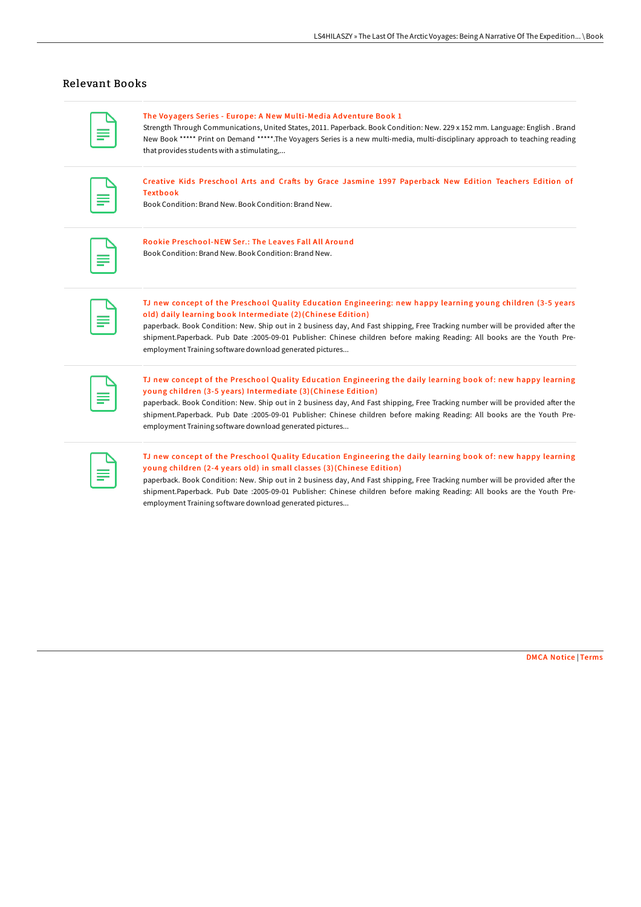## Relevant Books

**The Voyagers Series - Europe: A New Multi-Media Adventure Book 1**

Strength Through Communications, United States, 2011. Paperback. Book Condition: New. 229 x 152 mm. Language: English . Brand New Book ***** Print on Demand *****.The Voyagers Series is a new multi-media, multi-disciplinary approach to teaching reading that provides students with a stimulating,...

**Creative Kids Preschool Arts and Crafts by Grace Jasmine 1997 Paperback New Edition Teachers Edition of Textbook**

Book Condition: Brand New. Book Condition: Brand New.

**Rookie Preschool-NEW Ser.: The Leaves Fall All Around**

Book Condition: Brand New. Book Condition: Brand New.

**TJ new concept of the Preschool Quality Education Engineering: new happy learning young children (3-5 years old) daily learning book Intermediate (2)(Chinese Edition)**

paperback. Book Condition: New. Ship out in 2 business day, And Fast shipping, Free Tracking number will be provided after the shipment.Paperback. Pub Date :2005-09-01 Publisher: Chinese children before making Reading: All books are the Youth Pre-employment Training software download generated pictures...

**TJ new concept of the Preschool Quality Education Engineering the daily learning book of: new happy learning young children (3-5 years) Intermediate (3)(Chinese Edition)**

paperback. Book Condition: New. Ship out in 2 business day, And Fast shipping, Free Tracking number will be provided after the shipment.Paperback. Pub Date :2005-09-01 Publisher: Chinese children before making Reading: All books are the Youth Pre-employment Training software download generated pictures...

**TJ new concept of the Preschool Quality Education Engineering the daily learning book of: new happy learning young children (2-4 years old) in small classes (3)(Chinese Edition)**

paperback. Book Condition: New. Ship out in 2 business day, And Fast shipping, Free Tracking number will be provided after the shipment.Paperback. Pub Date :2005-09-01 Publisher: Chinese children before making Reading: All books are the Youth Pre-employment Training software download generated pictures...